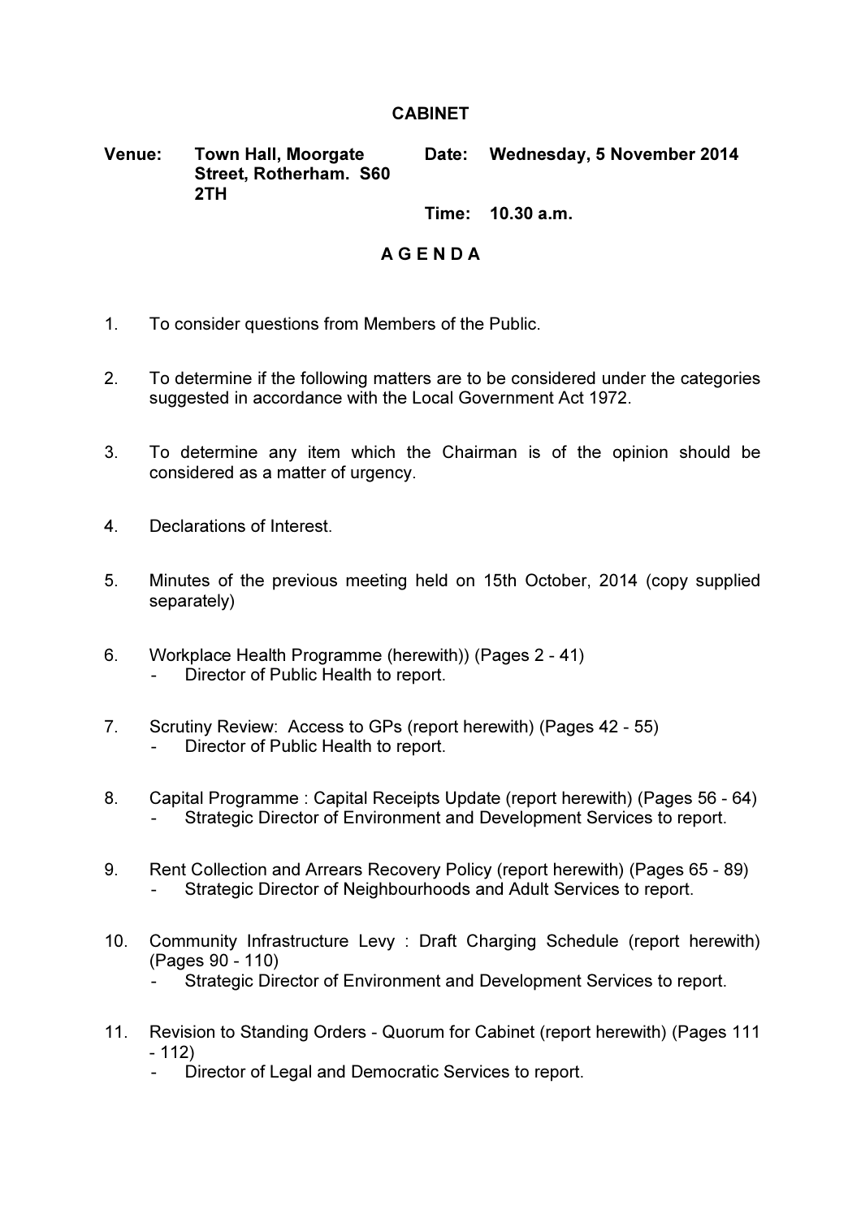# CABINET

**Venue:** Town Hall, Moorgate Street, Rotherham. S60 2TH

**Date:** Wednesday, 5 November 2014

**Time:** 10.30 a.m.

## A G E N D A

1. To consider questions from Members of the Public.

2. To determine if the following matters are to be considered under the categories suggested in accordance with the Local Government Act 1972.

3. To determine any item which the Chairman is of the opinion should be considered as a matter of urgency.

4. Declarations of Interest.

5. Minutes of the previous meeting held on 15th October, 2014 (copy supplied separately)

6. Workplace Health Programme (herewith)) (Pages 2 - 41)
   - Director of Public Health to report.

7. Scrutiny Review: Access to GPs (report herewith) (Pages 42 - 55)
   - Director of Public Health to report.

8. Capital Programme : Capital Receipts Update (report herewith) (Pages 56 - 64)
   - Strategic Director of Environment and Development Services to report.

9. Rent Collection and Arrears Recovery Policy (report herewith) (Pages 65 - 89)
   - Strategic Director of Neighbourhoods and Adult Services to report.

10. Community Infrastructure Levy : Draft Charging Schedule (report herewith) (Pages 90 - 110)
    - Strategic Director of Environment and Development Services to report.

11. Revision to Standing Orders - Quorum for Cabinet (report herewith) (Pages 111 - 112)
    - Director of Legal and Democratic Services to report.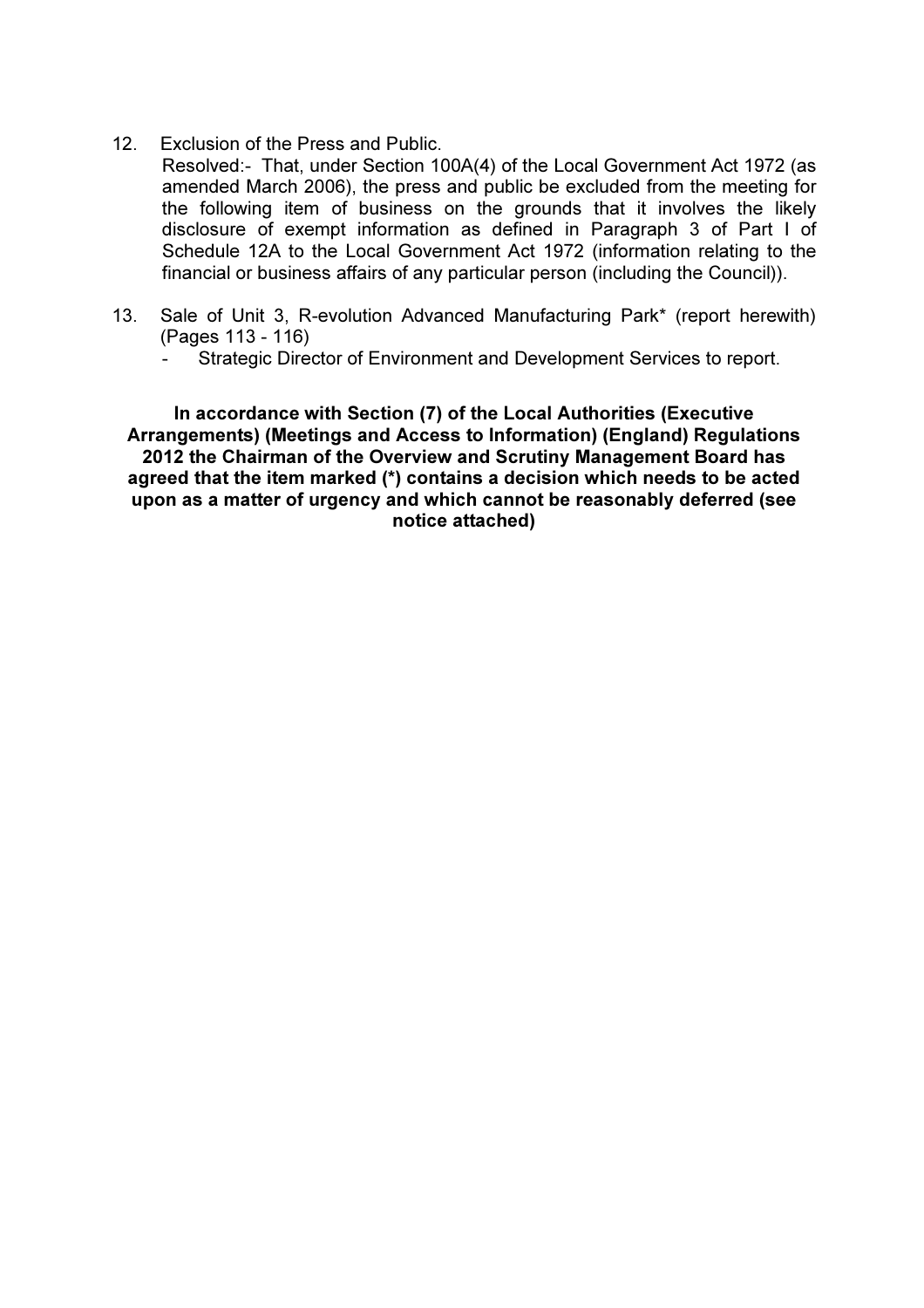12. Exclusion of the Press and Public.

    Resolved:- That, under Section 100A(4) of the Local Government Act 1972 (as amended March 2006), the press and public be excluded from the meeting for the following item of business on the grounds that it involves the likely disclosure of exempt information as defined in Paragraph 3 of Part I of Schedule 12A to the Local Government Act 1972 (information relating to the financial or business affairs of any particular person (including the Council)).

13. Sale of Unit 3, R-evolution Advanced Manufacturing Park* (report herewith) (Pages 113 - 116)
    - Strategic Director of Environment and Development Services to report.

**In accordance with Section (7) of the Local Authorities (Executive Arrangements) (Meetings and Access to Information) (England) Regulations 2012 the Chairman of the Overview and Scrutiny Management Board has agreed that the item marked (*) contains a decision which needs to be acted upon as a matter of urgency and which cannot be reasonably deferred (see notice attached)**